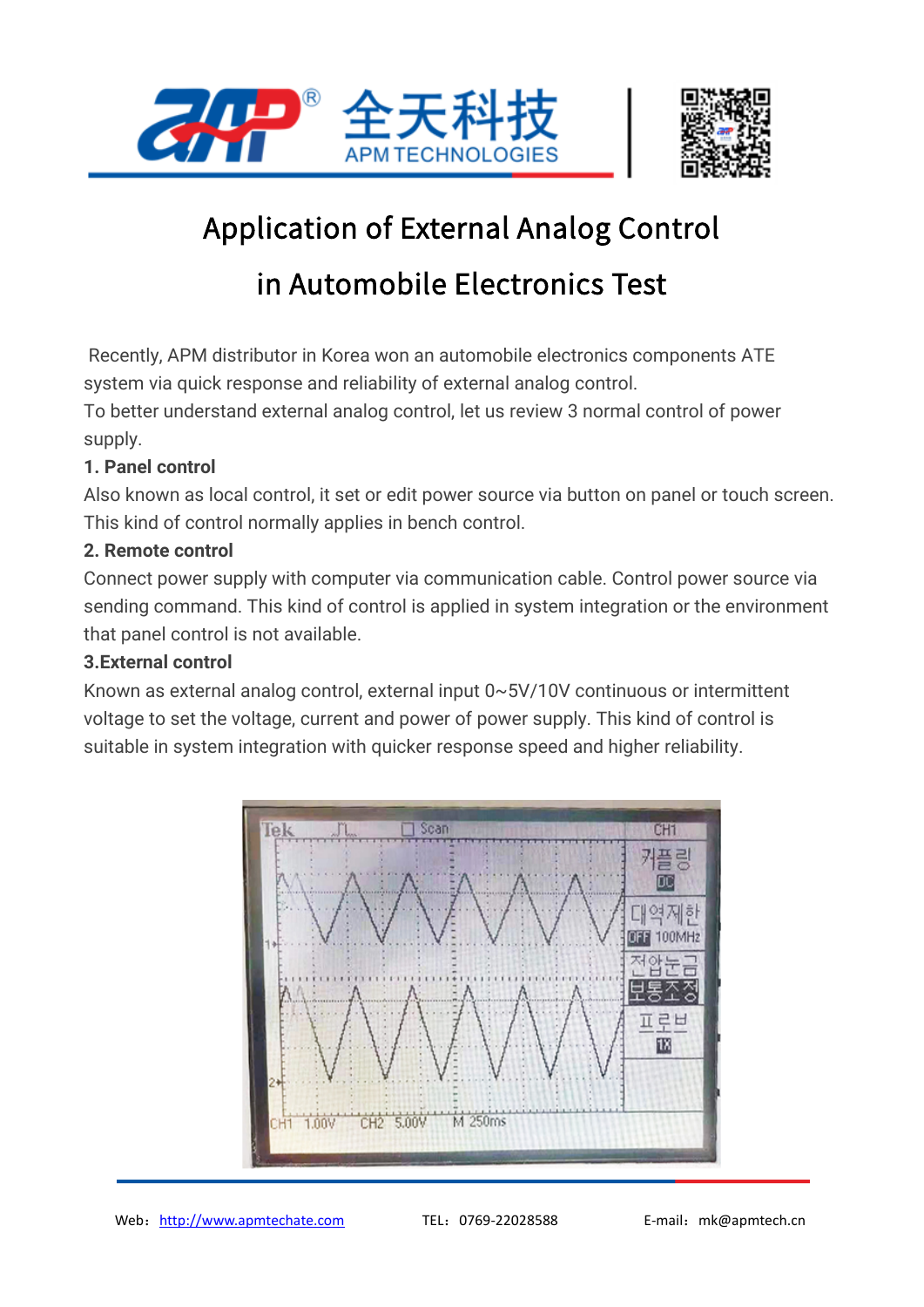# Application of External Analog Control in Automobile Electronics Test

Recently, APM distributor in Korea won an automobile electronics components ATE system via quick response and reliability of external analog control.

To better understand external analog control, let us review 3 normal control of power supply.

**1. Panel control**

Also known as local control, it set or edit power source via button on panel or touch screen. This kind of control normally applies in bench control.

**2. Remote control**

Connect power supply with computer via communication cable. Control power source via sending command. This kind of control is applied in system integration or the environment that panel control is not available.

**3.External control**

Known as external analog control, external input 0~5V/10V continuous or intermittent voltage to set the voltage, current and power of power supply. This kind of control is suitable in system integration with quicker response speed and higher reliability.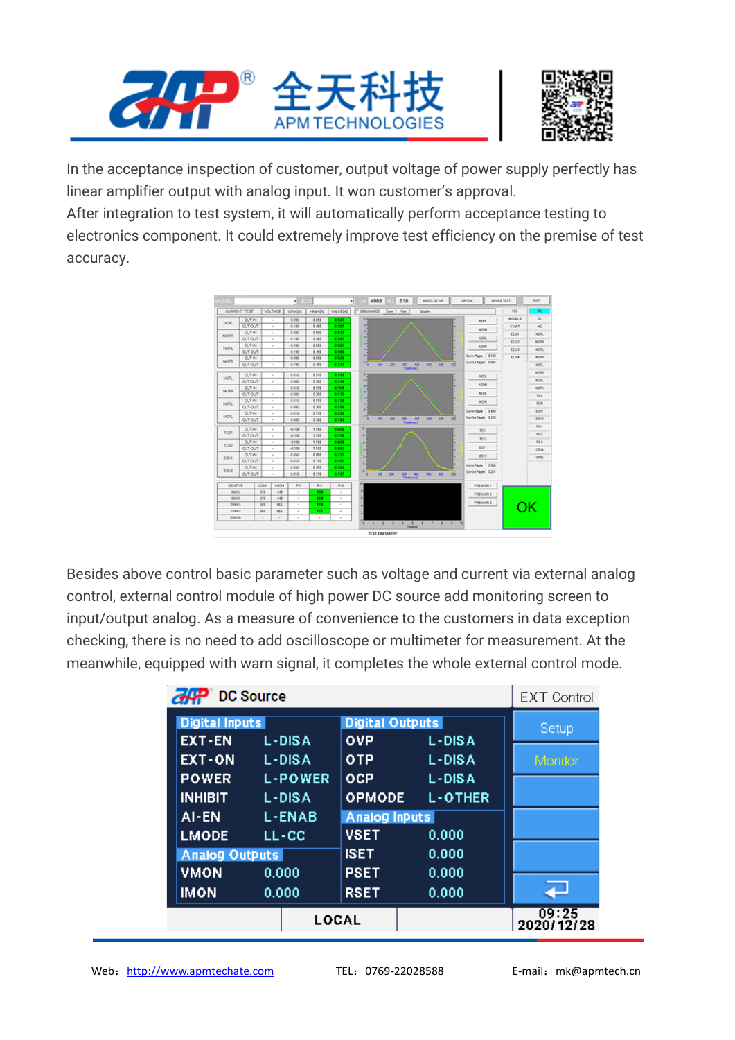In the acceptance inspection of customer, output voltage of power supply perfectly has linear amplifier output with analog input. It won customer's approval.

After integration to test system, it will automatically perform acceptance testing to electronics component. It could extremely improve test efficiency on the premise of test accuracy.

Besides above control basic parameter such as voltage and current via external analog control, external control module of high power DC source add monitoring screen to input/output analog. As a measure of convenience to the customers in data exception checking, there is no need to add oscilloscope or multimeter for measurement. At the meanwhile, equipped with warn signal, it completes the whole external control mode.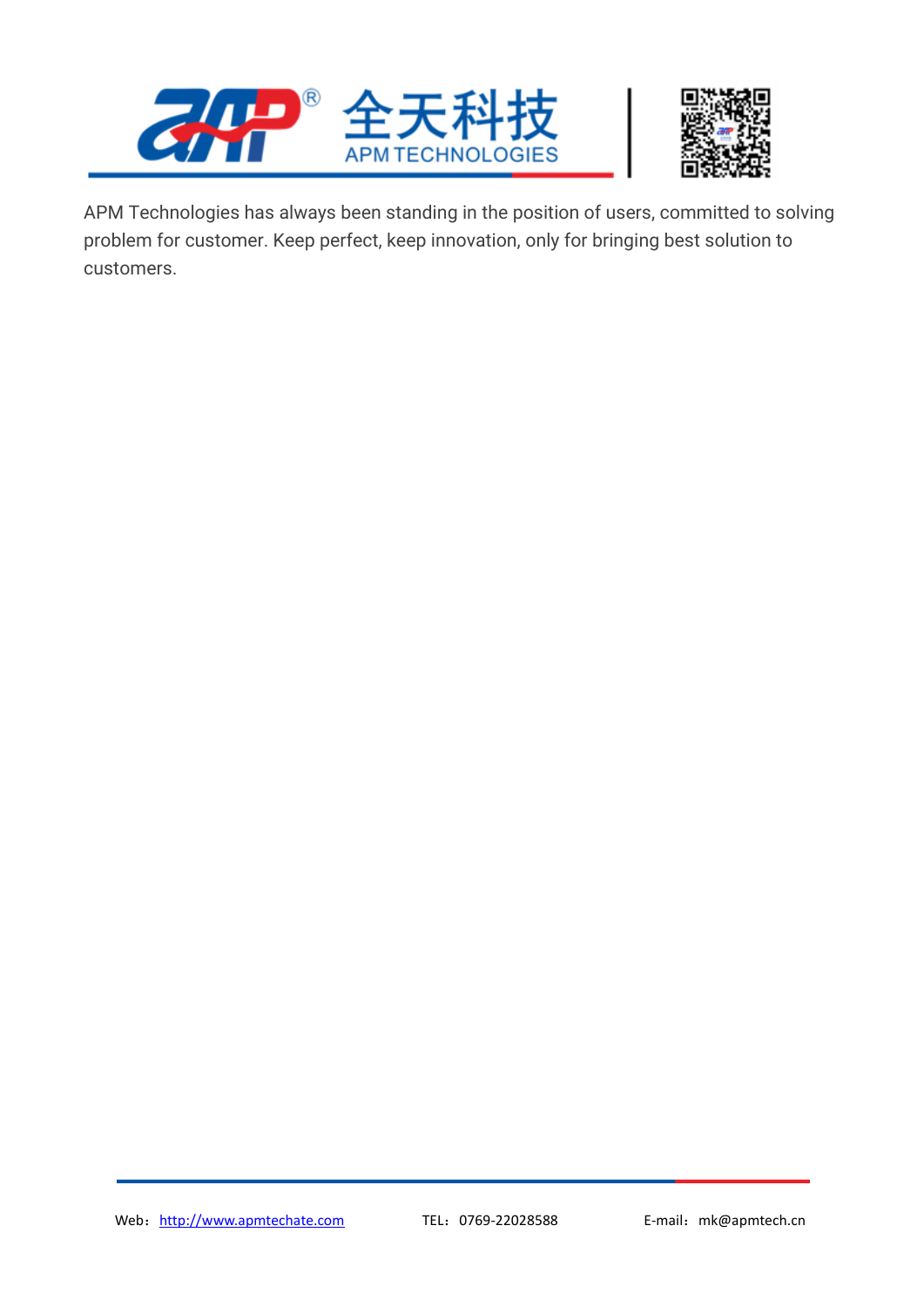APM Technologies has always been standing in the position of users, committed to solving problem for customer. Keep perfect, keep innovation, only for bringing best solution to customers.